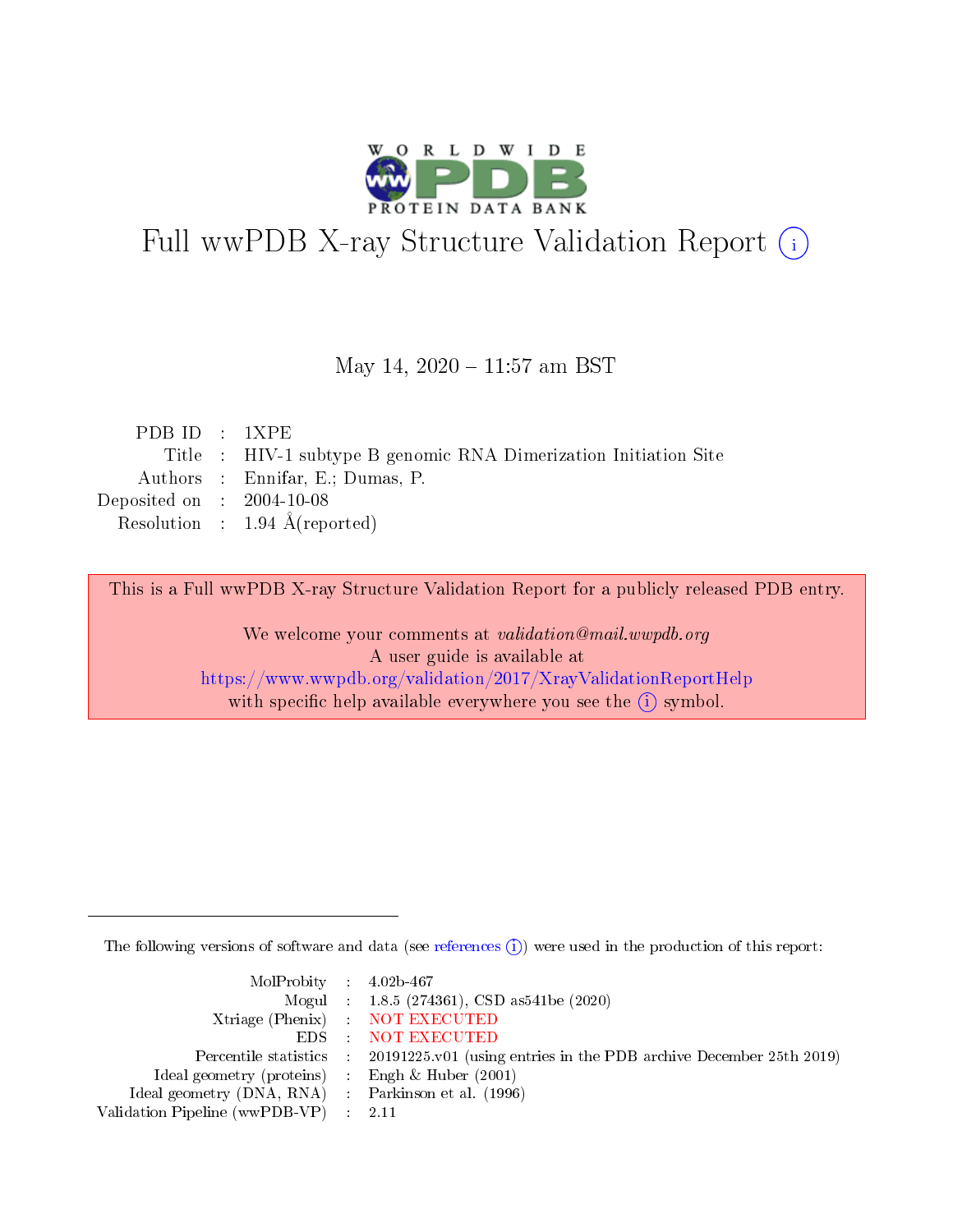# Full wwPDB X-ray Structure Validation Report ⓘ

May 14, 2020 – 11:57 am BST

| | | |
|---|---|---|
| PDB ID | : | 1XPE |
| Title | : | HIV-1 subtype B genomic RNA Dimerization Initiation Site |
| Authors | : | Ennifar, E.; Dumas, P. |
| Deposited on | : | 2004-10-08 |
| Resolution | : | 1.94 Å(reported) |

This is a Full wwPDB X-ray Structure Validation Report for a publicly released PDB entry.

We welcome your comments at *validation@mail.wwpdb.org*
A user guide is available at
https://www.wwpdb.org/validation/2017/XrayValidationReportHelp
with specific help available everywhere you see the ⓘ symbol.

The following versions of software and data (see references ⓘ) were used in the production of this report:

| | | |
|---|---|---|
| MolProbity | : | 4.02b-467 |
| Mogul | : | 1.8.5 (274361), CSD as541be (2020) |
| Xtriage (Phenix) | : | NOT EXECUTED |
| EDS | : | NOT EXECUTED |
| Percentile statistics | : | 20191225.v01 (using entries in the PDB archive December 25th 2019) |
| Ideal geometry (proteins) | : | Engh & Huber (2001) |
| Ideal geometry (DNA, RNA) | : | Parkinson et al. (1996) |
| Validation Pipeline (wwPDB-VP) | : | 2.11 |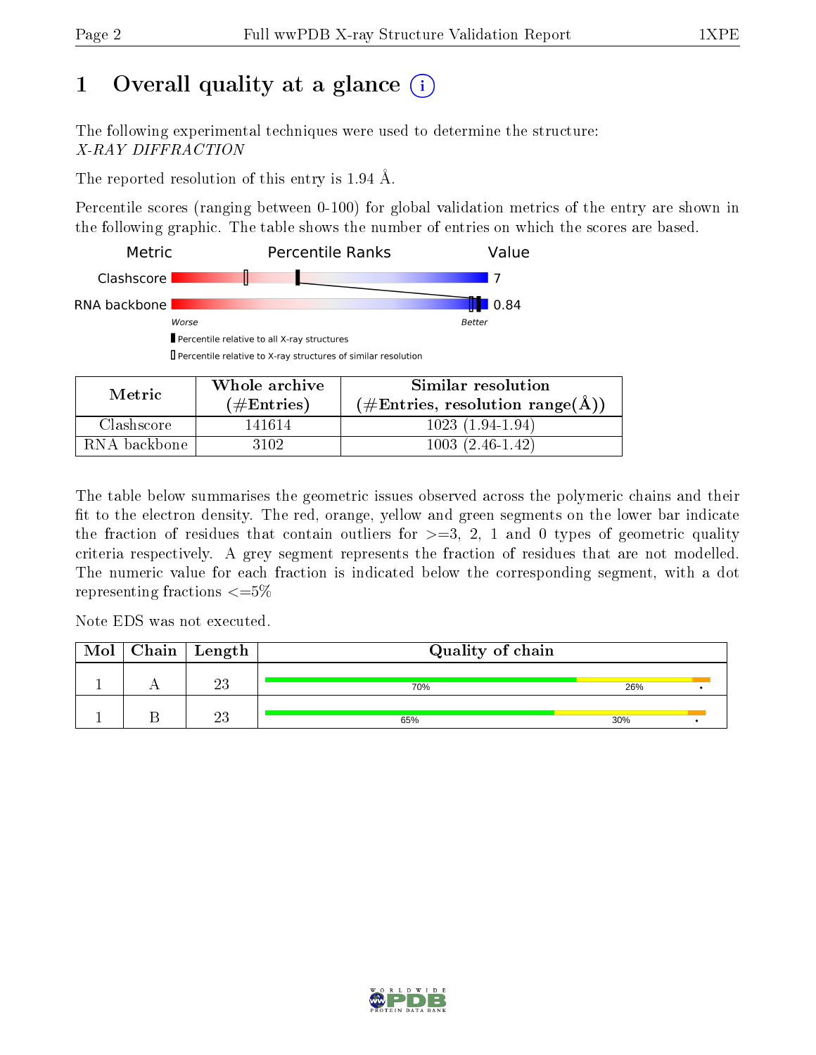# 1 Overall quality at a glance (i)

The following experimental techniques were used to determine the structure:
*X-RAY DIFFRACTION*

The reported resolution of this entry is 1.94 Å.

Percentile scores (ranging between 0-100) for global validation metrics of the entry are shown in the following graphic. The table shows the number of entries on which the scores are based.

| Metric | Percentile Ranks | Value |
|---|---|---|
| Clashscore | | 7 |
| RNA backbone | | 0.84 |

Worse — Better

▮ Percentile relative to all X-ray structures
▯ Percentile relative to X-ray structures of similar resolution

| Metric | Whole archive (#Entries) | Similar resolution (#Entries, resolution range(Å)) |
|---|---|---|
| Clashscore | 141614 | 1023 (1.94-1.94) |
| RNA backbone | 3102 | 1003 (2.46-1.42) |

The table below summarises the geometric issues observed across the polymeric chains and their fit to the electron density. The red, orange, yellow and green segments on the lower bar indicate the fraction of residues that contain outliers for >=3, 2, 1 and 0 types of geometric quality criteria respectively. A grey segment represents the fraction of residues that are not modelled. The numeric value for each fraction is indicated below the corresponding segment, with a dot representing fractions <=5%

Note EDS was not executed.

| Mol | Chain | Length | Quality of chain |
|---|---|---|---|
| 1 | A | 23 | 70% 26% • |
| 1 | B | 23 | 65% 30% • |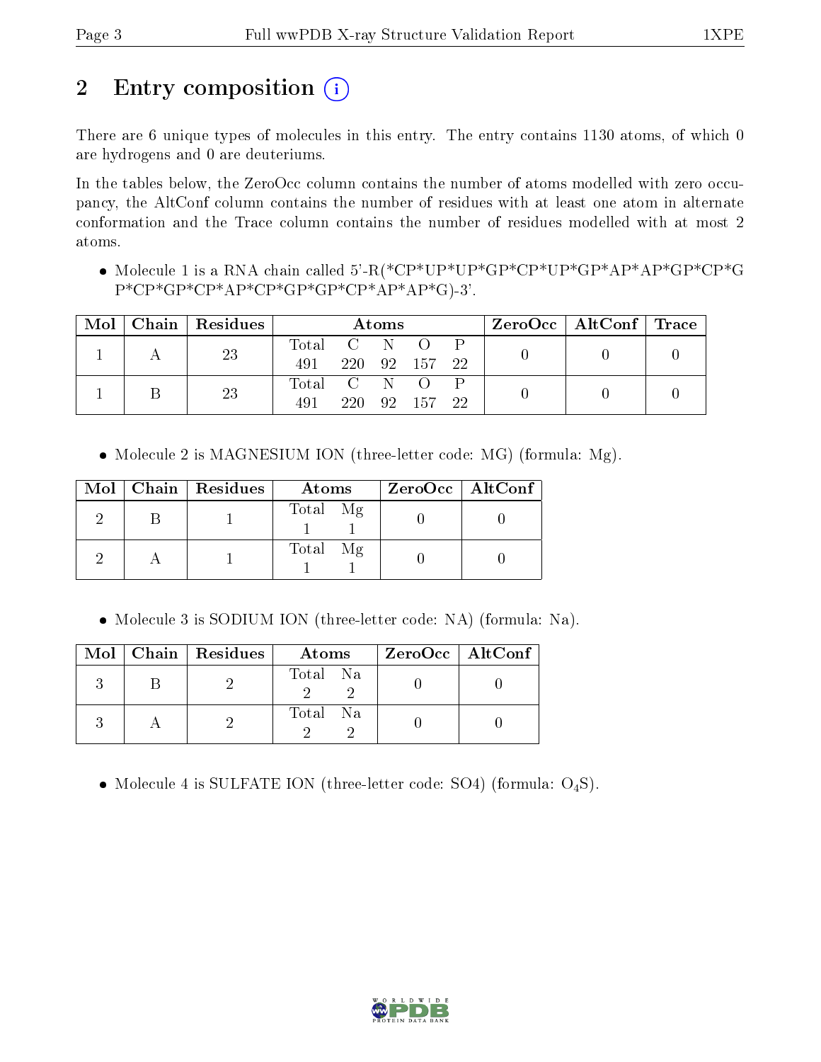# 2 Entry composition (i)

There are 6 unique types of molecules in this entry. The entry contains 1130 atoms, of which 0 are hydrogens and 0 are deuteriums.

In the tables below, the ZeroOcc column contains the number of atoms modelled with zero occupancy, the AltConf column contains the number of residues with at least one atom in alternate conformation and the Trace column contains the number of residues modelled with at most 2 atoms.

- Molecule 1 is a RNA chain called 5'-R(*CP*UP*UP*GP*CP*UP*GP*AP*AP*GP*CP*GP*CP*GP*CP*AP*CP*GP*GP*CP*AP*AP*G)-3'.

| Mol | Chain | Residues | Atoms | | | | | ZeroOcc | AltConf | Trace |
|---|---|---|---|---|---|---|---|---|---|---|
| 1 | A | 23 | Total 491 | C 220 | N 92 | O 157 | P 22 | 0 | 0 | 0 |
| 1 | B | 23 | Total 491 | C 220 | N 92 | O 157 | P 22 | 0 | 0 | 0 |

- Molecule 2 is MAGNESIUM ION (three-letter code: MG) (formula: Mg).

| Mol | Chain | Residues | Atoms | | ZeroOcc | AltConf |
|---|---|---|---|---|---|---|
| 2 | B | 1 | Total 1 | Mg 1 | 0 | 0 |
| 2 | A | 1 | Total 1 | Mg 1 | 0 | 0 |

- Molecule 3 is SODIUM ION (three-letter code: NA) (formula: Na).

| Mol | Chain | Residues | Atoms | | ZeroOcc | AltConf |
|---|---|---|---|---|---|---|
| 3 | B | 2 | Total 2 | Na 2 | 0 | 0 |
| 3 | A | 2 | Total 2 | Na 2 | 0 | 0 |

- Molecule 4 is SULFATE ION (three-letter code: SO4) (formula: $O_4S$).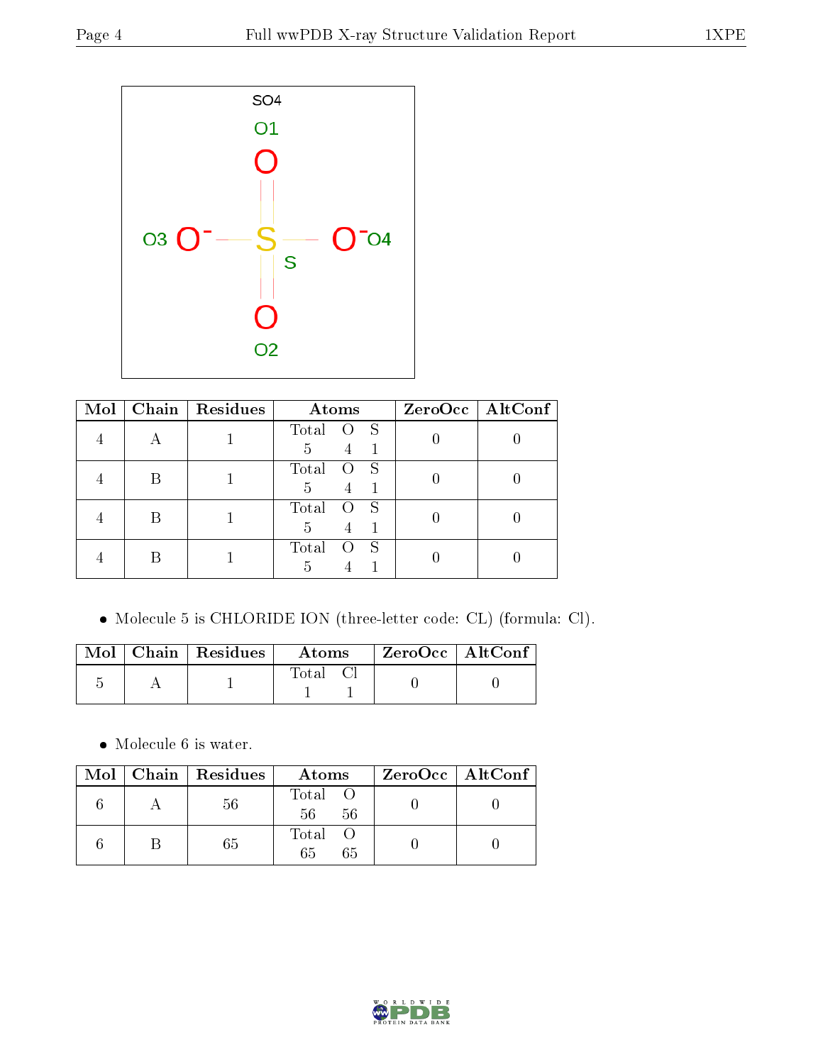| Mol | Chain | Residues | Atoms | | | ZeroOcc | AltConf |
|---|---|---|---|---|---|---|---|
| | | | Total | O | S | | |
| 4 | A | 1 | 5 | 4 | 1 | 0 | 0 |
| 4 | B | 1 | 5 | 4 | 1 | 0 | 0 |
| 4 | B | 1 | 5 | 4 | 1 | 0 | 0 |
| 4 | B | 1 | 5 | 4 | 1 | 0 | 0 |

- Molecule 5 is CHLORIDE ION (three-letter code: CL) (formula: Cl).

| Mol | Chain | Residues | Atoms | | ZeroOcc | AltConf |
|---|---|---|---|---|---|---|
| | | | Total | Cl | | |
| 5 | A | 1 | 1 | 1 | 0 | 0 |

- Molecule 6 is water.

| Mol | Chain | Residues | Atoms | | ZeroOcc | AltConf |
|---|---|---|---|---|---|---|
| | | | Total | O | | |
| 6 | A | 56 | 56 | 56 | 0 | 0 |
| 6 | B | 65 | 65 | 65 | 0 | 0 |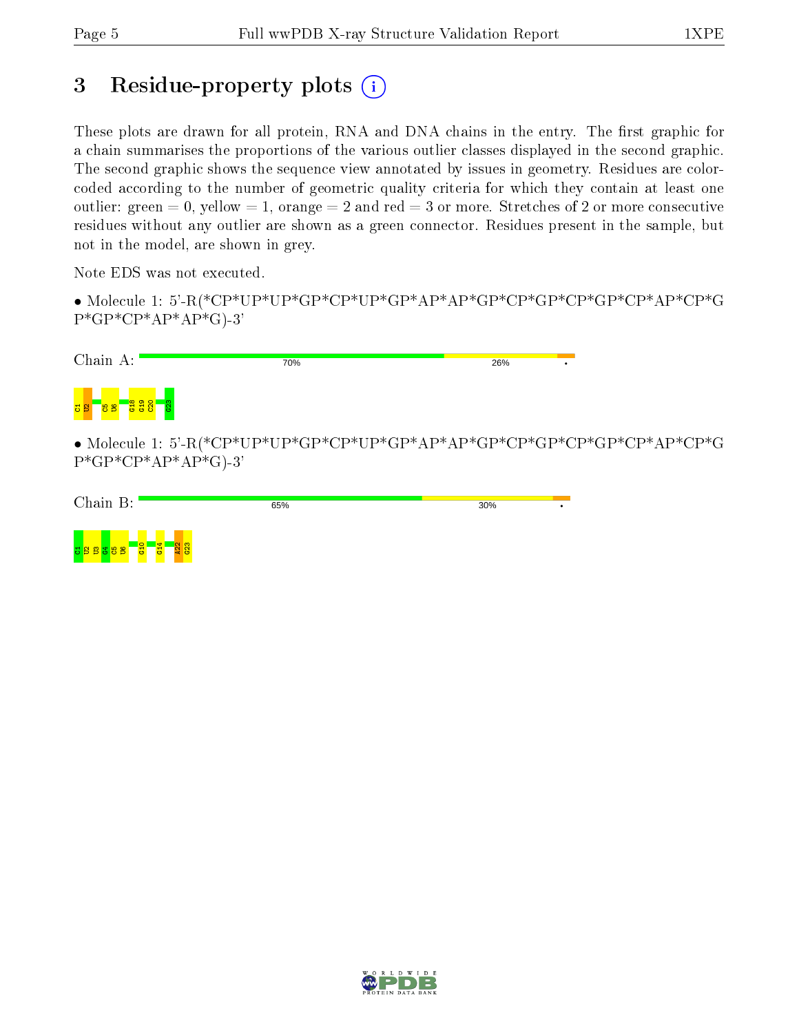# 3 Residue-property plots

These plots are drawn for all protein, RNA and DNA chains in the entry. The first graphic for a chain summarises the proportions of the various outlier classes displayed in the second graphic. The second graphic shows the sequence view annotated by issues in geometry. Residues are color-coded according to the number of geometric quality criteria for which they contain at least one outlier: green = 0, yellow = 1, orange = 2 and red = 3 or more. Stretches of 2 or more consecutive residues without any outlier are shown as a green connector. Residues present in the sample, but not in the model, are shown in grey.

Note EDS was not executed.

• Molecule 1: 5'-R(*CP*UP*UP*GP*CP*UP*GP*AP*AP*GP*CP*GP*CP*GP*CP*AP*CP*GP*GP*CP*AP*AP*G)-3'

Chain A: 70% 26% •

C1 U2 C5 U6 G18 G19 C20 G23

• Molecule 1: 5'-R(*CP*UP*UP*GP*CP*UP*GP*AP*AP*GP*CP*GP*CP*GP*CP*AP*CP*GP*GP*CP*AP*AP*G)-3'

Chain B: 65% 30% •

C1 U2 U3 G4 C5 U6 G10 G14 A22 G23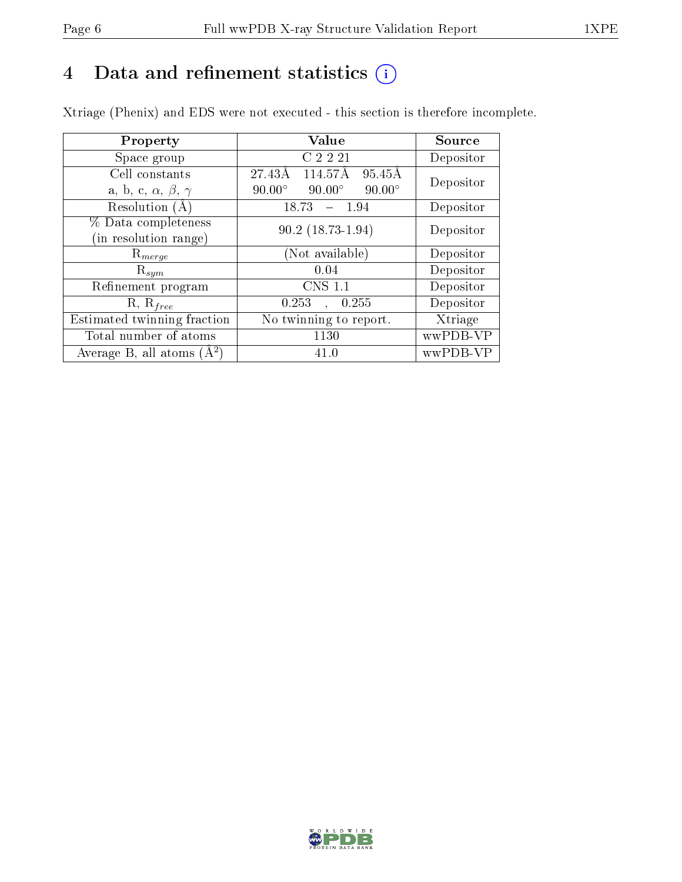# 4 Data and refinement statistics

Xtriage (Phenix) and EDS were not executed - this section is therefore incomplete.

| Property | Value | Source |
|---|---|---|
| Space group | C 2 2 21 | Depositor |
| Cell constants<br>a, b, c, $\alpha$, $\beta$, $\gamma$ | 27.43Å 114.57Å 95.45Å<br>90.00° 90.00° 90.00° | Depositor |
| Resolution (Å) | 18.73 – 1.94 | Depositor |
| % Data completeness<br>(in resolution range) | 90.2 (18.73-1.94) | Depositor |
| $R_{merge}$ | (Not available) | Depositor |
| $R_{sym}$ | 0.04 | Depositor |
| Refinement program | CNS 1.1 | Depositor |
| R, $R_{free}$ | 0.253 , 0.255 | Depositor |
| Estimated twinning fraction | No twinning to report. | Xtriage |
| Total number of atoms | 1130 | wwPDB-VP |
| Average B, all atoms ($Å^2$) | 41.0 | wwPDB-VP |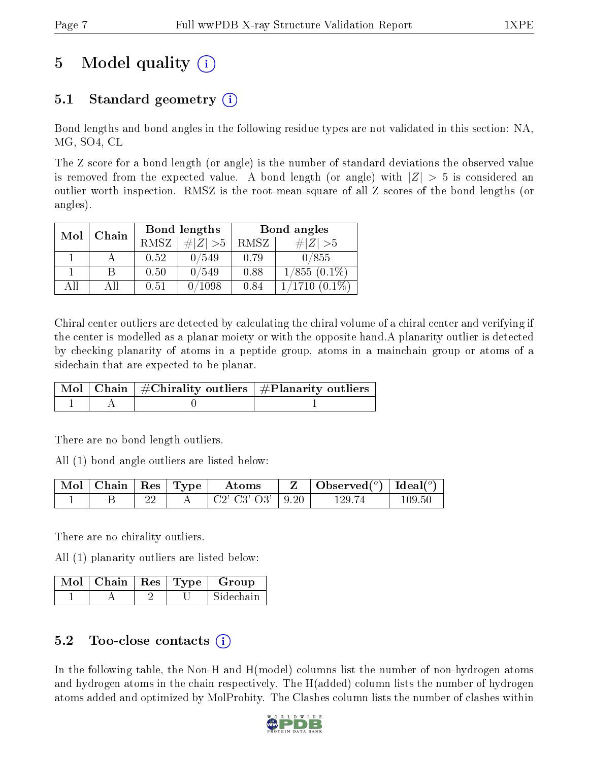# 5 Model quality

## 5.1 Standard geometry

Bond lengths and bond angles in the following residue types are not validated in this section: NA, MG, SO4, CL

The Z score for a bond length (or angle) is the number of standard deviations the observed value is removed from the expected value. A bond length (or angle) with $|Z| > 5$ is considered an outlier worth inspection. RMSZ is the root-mean-square of all Z scores of the bond lengths (or angles).

| Mol | Chain | Bond lengths | | Bond angles | |
|---|---|---|---|---|---|
| | | RMSZ | $\#\|Z\| > 5$ | RMSZ | $\#\|Z\| > 5$ |
| 1 | A | 0.52 | 0/549 | 0.79 | 0/855 |
| 1 | B | 0.50 | 0/549 | 0.88 | 1/855 (0.1%) |
| All | All | 0.51 | 0/1098 | 0.84 | 1/1710 (0.1%) |

Chiral center outliers are detected by calculating the chiral volume of a chiral center and verifying if the center is modelled as a planar moiety or with the opposite hand.A planarity outlier is detected by checking planarity of atoms in a peptide group, atoms in a mainchain group or atoms of a sidechain that are expected to be planar.

| Mol | Chain | #Chirality outliers | #Planarity outliers |
|---|---|---|---|
| 1 | A | 0 | 1 |

There are no bond length outliers.

All (1) bond angle outliers are listed below:

| Mol | Chain | Res | Type | Atoms | Z | Observed($^o$) | Ideal($^o$) |
|---|---|---|---|---|---|---|---|
| 1 | B | 22 | A | C2'-C3'-O3' | 9.20 | 129.74 | 109.50 |

There are no chirality outliers.

All (1) planarity outliers are listed below:

| Mol | Chain | Res | Type | Group |
|---|---|---|---|---|
| 1 | A | 2 | U | Sidechain |

## 5.2 Too-close contacts

In the following table, the Non-H and H(model) columns list the number of non-hydrogen atoms and hydrogen atoms in the chain respectively. The H(added) column lists the number of hydrogen atoms added and optimized by MolProbity. The Clashes column lists the number of clashes within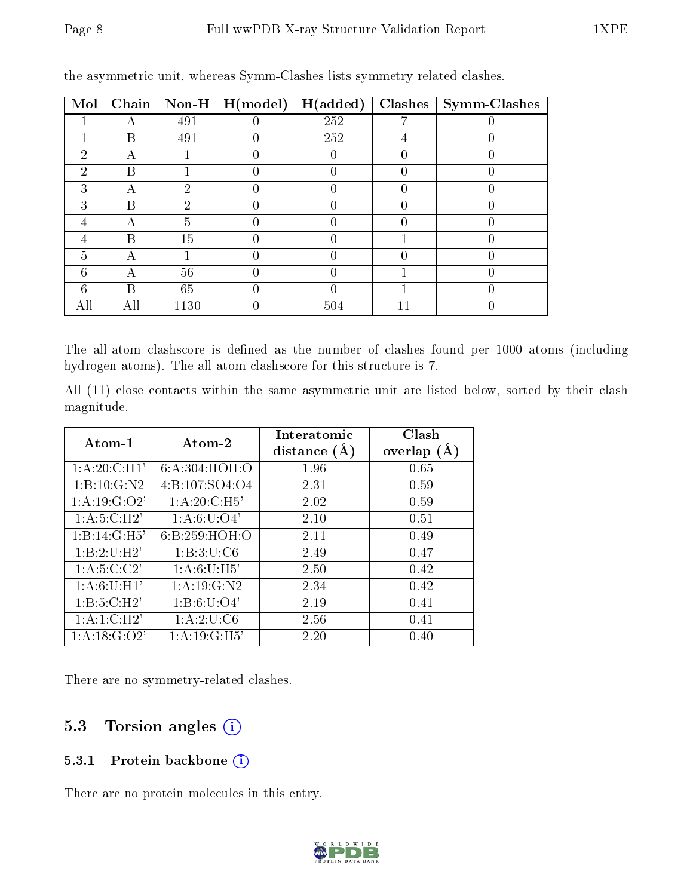the asymmetric unit, whereas Symm-Clashes lists symmetry related clashes.

| Mol | Chain | Non-H | H(model) | H(added) | Clashes | Symm-Clashes |
|---|---|---|---|---|---|---|
| 1 | A | 491 | 0 | 252 | 7 | 0 |
| 1 | B | 491 | 0 | 252 | 4 | 0 |
| 2 | A | 1 | 0 | 0 | 0 | 0 |
| 2 | B | 1 | 0 | 0 | 0 | 0 |
| 3 | A | 2 | 0 | 0 | 0 | 0 |
| 3 | B | 2 | 0 | 0 | 0 | 0 |
| 4 | A | 5 | 0 | 0 | 0 | 0 |
| 4 | B | 15 | 0 | 0 | 1 | 0 |
| 5 | A | 1 | 0 | 0 | 0 | 0 |
| 6 | A | 56 | 0 | 0 | 1 | 0 |
| 6 | B | 65 | 0 | 0 | 1 | 0 |
| All | All | 1130 | 0 | 504 | 11 | 0 |

The all-atom clashscore is defined as the number of clashes found per 1000 atoms (including hydrogen atoms). The all-atom clashscore for this structure is 7.

All (11) close contacts within the same asymmetric unit are listed below, sorted by their clash magnitude.

| Atom-1 | Atom-2 | Interatomic distance (Å) | Clash overlap (Å) |
|---|---|---|---|
| 1:A:20:C:H1' | 6:A:304:HOH:O | 1.96 | 0.65 |
| 1:B:10:G:N2 | 4:B:107:SO4:O4 | 2.31 | 0.59 |
| 1:A:19:G:O2' | 1:A:20:C:H5' | 2.02 | 0.59 |
| 1:A:5:C:H2' | 1:A:6:U:O4' | 2.10 | 0.51 |
| 1:B:14:G:H5' | 6:B:259:HOH:O | 2.11 | 0.49 |
| 1:B:2:U:H2' | 1:B:3:U:C6 | 2.49 | 0.47 |
| 1:A:5:C:C2' | 1:A:6:U:H5' | 2.50 | 0.42 |
| 1:A:6:U:H1' | 1:A:19:G:N2 | 2.34 | 0.42 |
| 1:B:5:C:H2' | 1:B:6:U:O4' | 2.19 | 0.41 |
| 1:A:1:C:H2' | 1:A:2:U:C6 | 2.56 | 0.41 |
| 1:A:18:G:O2' | 1:A:19:G:H5' | 2.20 | 0.40 |

There are no symmetry-related clashes.

## 5.3 Torsion angles

### 5.3.1 Protein backbone

There are no protein molecules in this entry.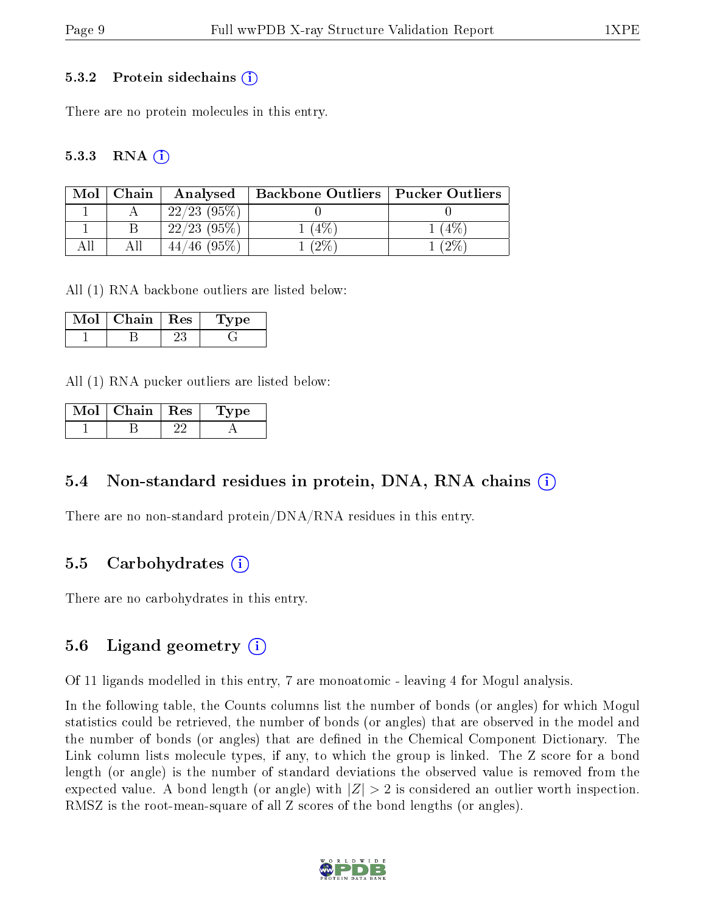### 5.3.2 Protein sidechains (i)

There are no protein molecules in this entry.

### 5.3.3 RNA (i)

| Mol | Chain | Analysed | Backbone Outliers | Pucker Outliers |
|---|---|---|---|---|
| 1 | A | 22/23 (95%) | 0 | 0 |
| 1 | B | 22/23 (95%) | 1 (4%) | 1 (4%) |
| All | All | 44/46 (95%) | 1 (2%) | 1 (2%) |

All (1) RNA backbone outliers are listed below:

| Mol | Chain | Res | Type |
|---|---|---|---|
| 1 | B | 23 | G |

All (1) RNA pucker outliers are listed below:

| Mol | Chain | Res | Type |
|---|---|---|---|
| 1 | B | 22 | A |

## 5.4 Non-standard residues in protein, DNA, RNA chains (i)

There are no non-standard protein/DNA/RNA residues in this entry.

## 5.5 Carbohydrates (i)

There are no carbohydrates in this entry.

## 5.6 Ligand geometry (i)

Of 11 ligands modelled in this entry, 7 are monoatomic - leaving 4 for Mogul analysis.

In the following table, the Counts columns list the number of bonds (or angles) for which Mogul statistics could be retrieved, the number of bonds (or angles) that are observed in the model and the number of bonds (or angles) that are defined in the Chemical Component Dictionary. The Link column lists molecule types, if any, to which the group is linked. The Z score for a bond length (or angle) is the number of standard deviations the observed value is removed from the expected value. A bond length (or angle) with $|Z| > 2$ is considered an outlier worth inspection. RMSZ is the root-mean-square of all Z scores of the bond lengths (or angles).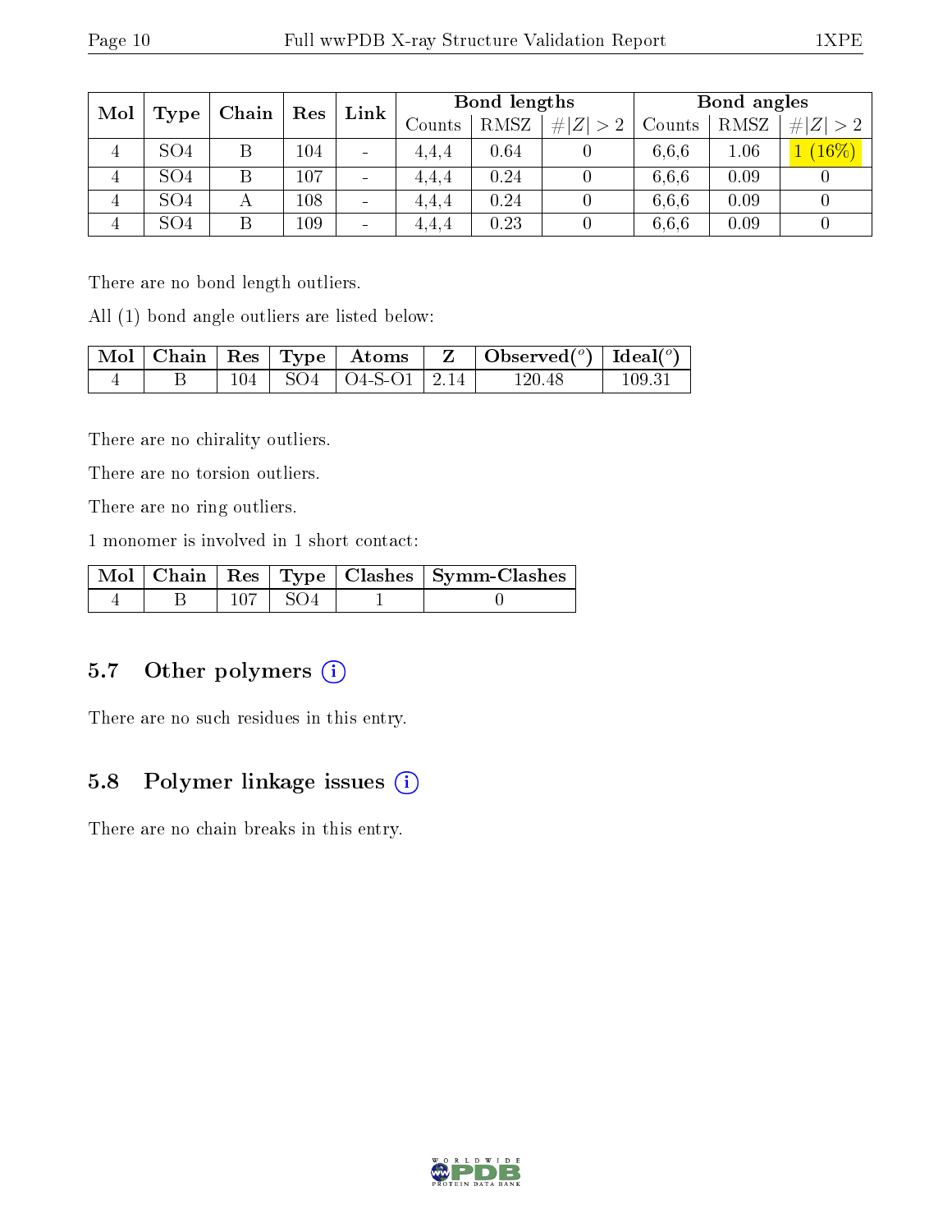| Mol | Type | Chain | Res | Link | Bond lengths | | | Bond angles | | |
|---|---|---|---|---|---|---|---|---|---|---|
| | | | | | Counts | RMSZ | #\|Z\| > 2 | Counts | RMSZ | #\|Z\| > 2 |
| 4 | SO4 | B | 104 | - | 4,4,4 | 0.64 | 0 | 6,6,6 | 1.06 | 1 (16%) |
| 4 | SO4 | B | 107 | - | 4,4,4 | 0.24 | 0 | 6,6,6 | 0.09 | 0 |
| 4 | SO4 | A | 108 | - | 4,4,4 | 0.24 | 0 | 6,6,6 | 0.09 | 0 |
| 4 | SO4 | B | 109 | - | 4,4,4 | 0.23 | 0 | 6,6,6 | 0.09 | 0 |

There are no bond length outliers.

All (1) bond angle outliers are listed below:

| Mol | Chain | Res | Type | Atoms | Z | Observed(°) | Ideal(°) |
|---|---|---|---|---|---|---|---|
| 4 | B | 104 | SO4 | O4-S-O1 | 2.14 | 120.48 | 109.31 |

There are no chirality outliers.

There are no torsion outliers.

There are no ring outliers.

1 monomer is involved in 1 short contact:

| Mol | Chain | Res | Type | Clashes | Symm-Clashes |
|---|---|---|---|---|---|
| 4 | B | 107 | SO4 | 1 | 0 |

## 5.7 Other polymers

There are no such residues in this entry.

## 5.8 Polymer linkage issues

There are no chain breaks in this entry.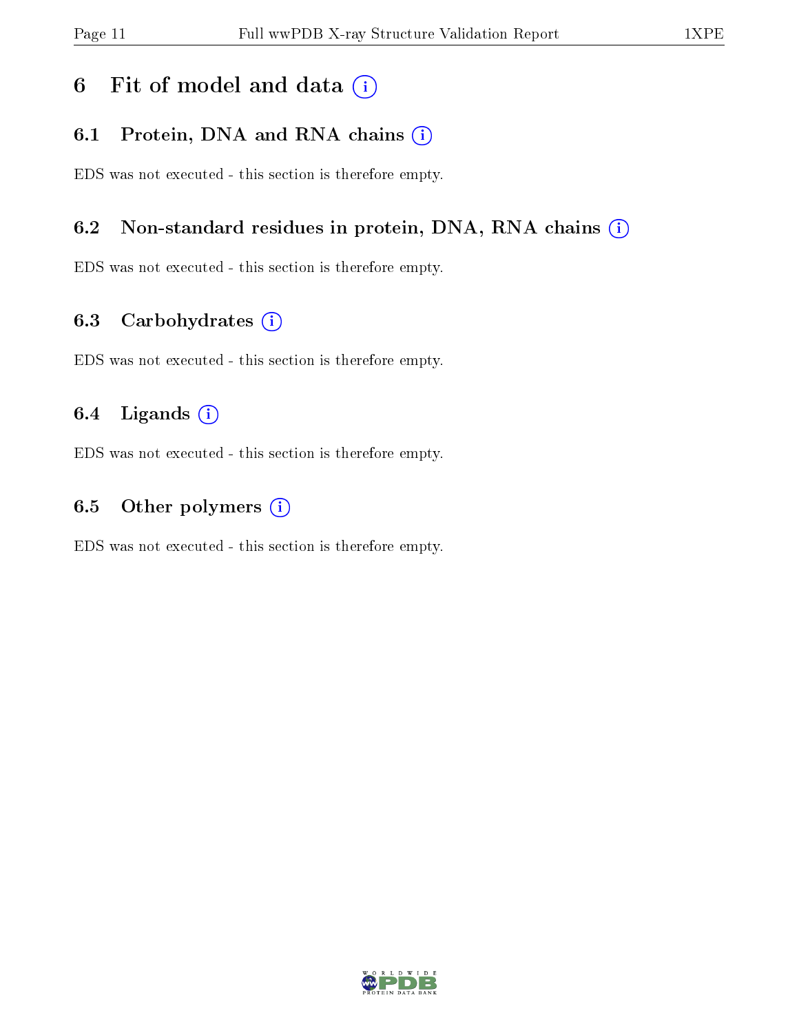# 6 Fit of model and data

## 6.1 Protein, DNA and RNA chains

EDS was not executed - this section is therefore empty.

## 6.2 Non-standard residues in protein, DNA, RNA chains

EDS was not executed - this section is therefore empty.

## 6.3 Carbohydrates

EDS was not executed - this section is therefore empty.

## 6.4 Ligands

EDS was not executed - this section is therefore empty.

## 6.5 Other polymers

EDS was not executed - this section is therefore empty.